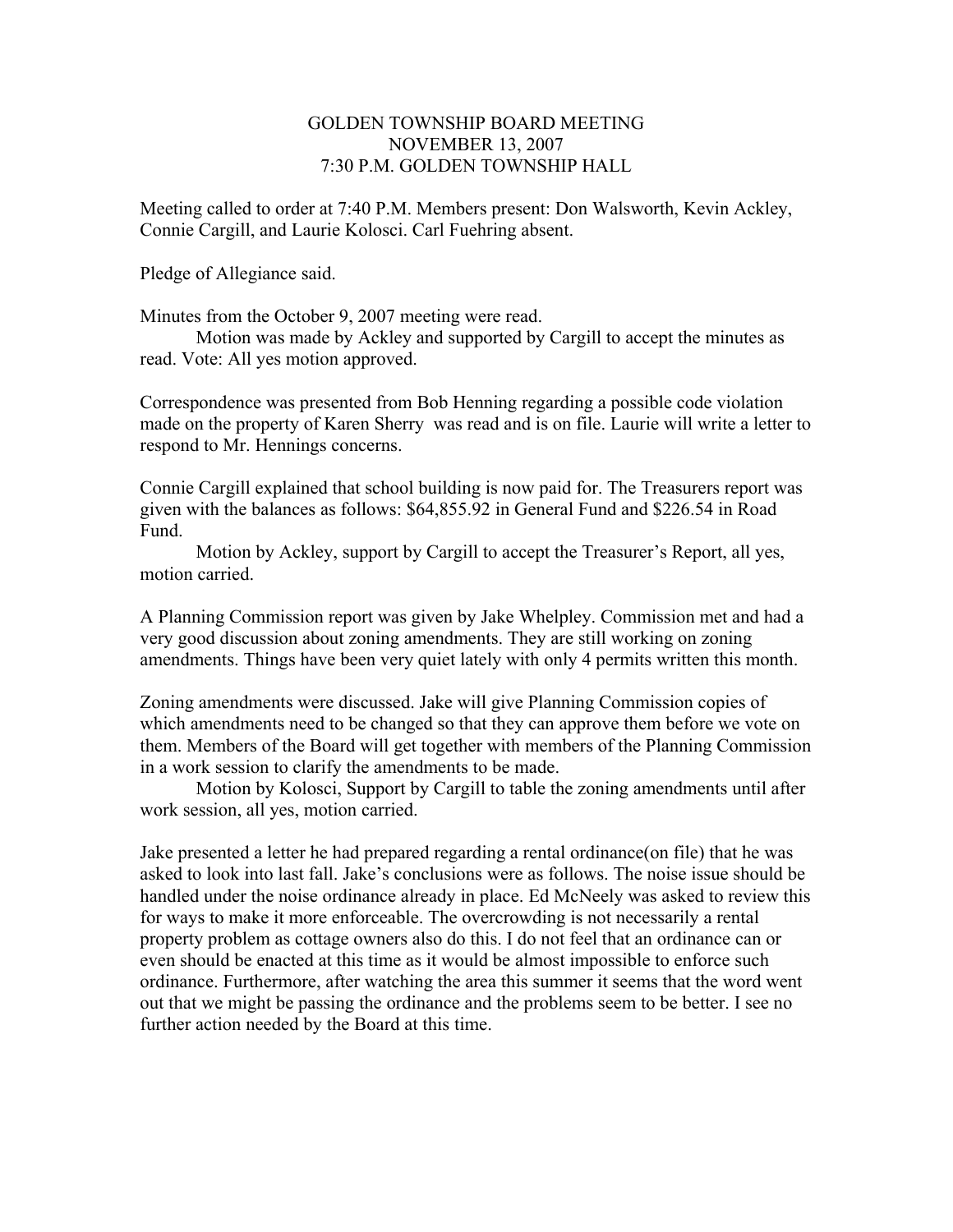# GOLDEN TOWNSHIP BOARD MEETING
## NOVEMBER 13, 2007
## 7:30 P.M. GOLDEN TOWNSHIP HALL

Meeting called to order at 7:40 P.M. Members present: Don Walsworth, Kevin Ackley, Connie Cargill, and Laurie Kolosci. Carl Fuehring absent.

Pledge of Allegiance said.

Minutes from the October 9, 2007 meeting were read.

Motion was made by Ackley and supported by Cargill to accept the minutes as read. Vote: All yes motion approved.

Correspondence was presented from Bob Henning regarding a possible code violation made on the property of Karen Sherry was read and is on file. Laurie will write a letter to respond to Mr. Hennings concerns.

Connie Cargill explained that school building is now paid for. The Treasurers report was given with the balances as follows: $64,855.92 in General Fund and $226.54 in Road Fund.

Motion by Ackley, support by Cargill to accept the Treasurer's Report, all yes, motion carried.

A Planning Commission report was given by Jake Whelpley. Commission met and had a very good discussion about zoning amendments. They are still working on zoning amendments. Things have been very quiet lately with only 4 permits written this month.

Zoning amendments were discussed. Jake will give Planning Commission copies of which amendments need to be changed so that they can approve them before we vote on them. Members of the Board will get together with members of the Planning Commission in a work session to clarify the amendments to be made.

Motion by Kolosci, Support by Cargill to table the zoning amendments until after work session, all yes, motion carried.

Jake presented a letter he had prepared regarding a rental ordinance(on file) that he was asked to look into last fall. Jake's conclusions were as follows. The noise issue should be handled under the noise ordinance already in place. Ed McNeely was asked to review this for ways to make it more enforceable. The overcrowding is not necessarily a rental property problem as cottage owners also do this. I do not feel that an ordinance can or even should be enacted at this time as it would be almost impossible to enforce such ordinance. Furthermore, after watching the area this summer it seems that the word went out that we might be passing the ordinance and the problems seem to be better. I see no further action needed by the Board at this time.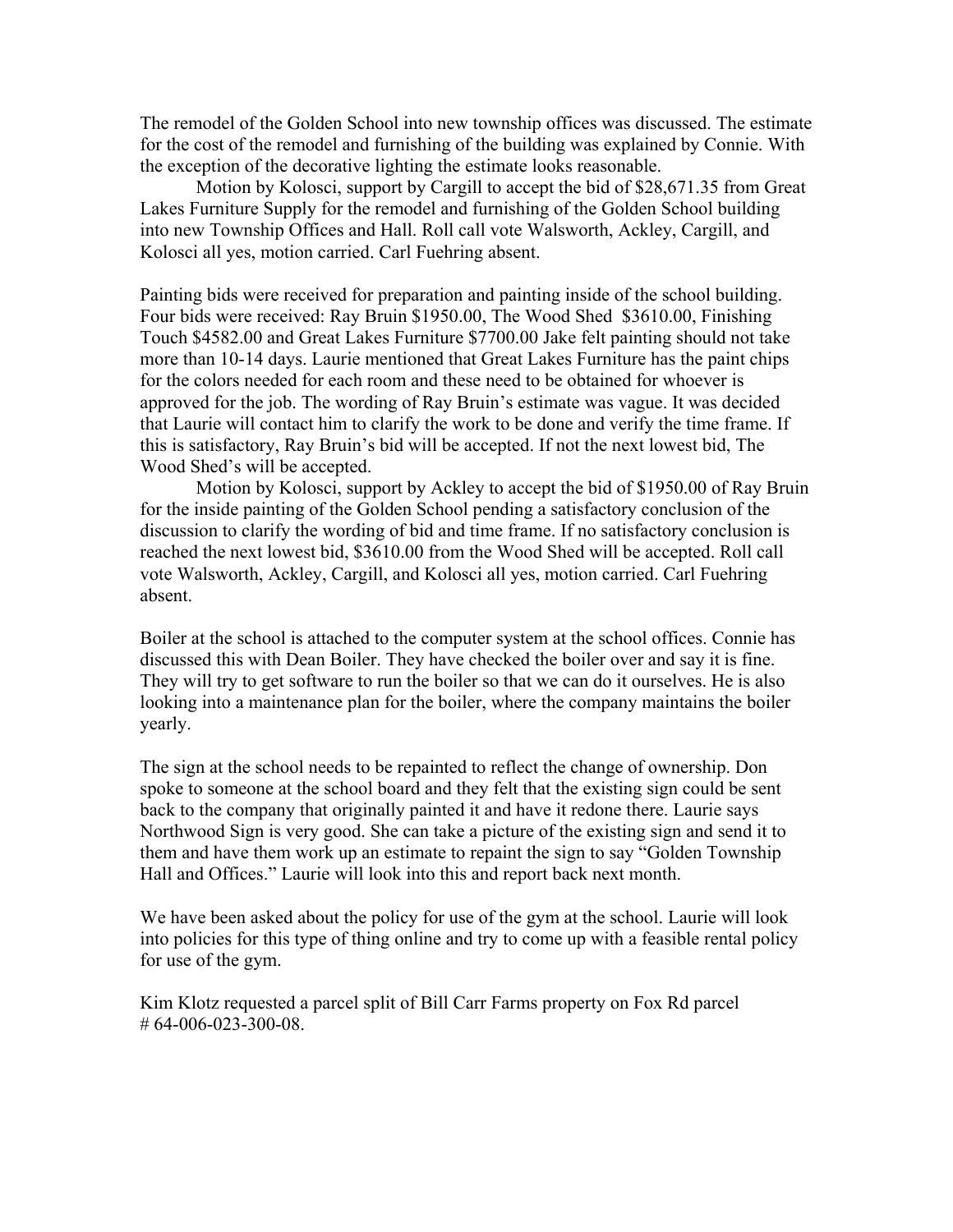The remodel of the Golden School into new township offices was discussed. The estimate for the cost of the remodel and furnishing of the building was explained by Connie. With the exception of the decorative lighting the estimate looks reasonable.

Motion by Kolosci, support by Cargill to accept the bid of $28,671.35 from Great Lakes Furniture Supply for the remodel and furnishing of the Golden School building into new Township Offices and Hall. Roll call vote Walsworth, Ackley, Cargill, and Kolosci all yes, motion carried. Carl Fuehring absent.

Painting bids were received for preparation and painting inside of the school building. Four bids were received: Ray Bruin $1950.00, The Wood Shed $3610.00, Finishing Touch $4582.00 and Great Lakes Furniture $7700.00 Jake felt painting should not take more than 10-14 days. Laurie mentioned that Great Lakes Furniture has the paint chips for the colors needed for each room and these need to be obtained for whoever is approved for the job. The wording of Ray Bruin's estimate was vague. It was decided that Laurie will contact him to clarify the work to be done and verify the time frame. If this is satisfactory, Ray Bruin's bid will be accepted. If not the next lowest bid, The Wood Shed's will be accepted.

Motion by Kolosci, support by Ackley to accept the bid of $1950.00 of Ray Bruin for the inside painting of the Golden School pending a satisfactory conclusion of the discussion to clarify the wording of bid and time frame. If no satisfactory conclusion is reached the next lowest bid, $3610.00 from the Wood Shed will be accepted. Roll call vote Walsworth, Ackley, Cargill, and Kolosci all yes, motion carried. Carl Fuehring absent.

Boiler at the school is attached to the computer system at the school offices. Connie has discussed this with Dean Boiler. They have checked the boiler over and say it is fine. They will try to get software to run the boiler so that we can do it ourselves. He is also looking into a maintenance plan for the boiler, where the company maintains the boiler yearly.

The sign at the school needs to be repainted to reflect the change of ownership. Don spoke to someone at the school board and they felt that the existing sign could be sent back to the company that originally painted it and have it redone there. Laurie says Northwood Sign is very good. She can take a picture of the existing sign and send it to them and have them work up an estimate to repaint the sign to say "Golden Township Hall and Offices." Laurie will look into this and report back next month.

We have been asked about the policy for use of the gym at the school. Laurie will look into policies for this type of thing online and try to come up with a feasible rental policy for use of the gym.

Kim Klotz requested a parcel split of Bill Carr Farms property on Fox Rd parcel # 64-006-023-300-08.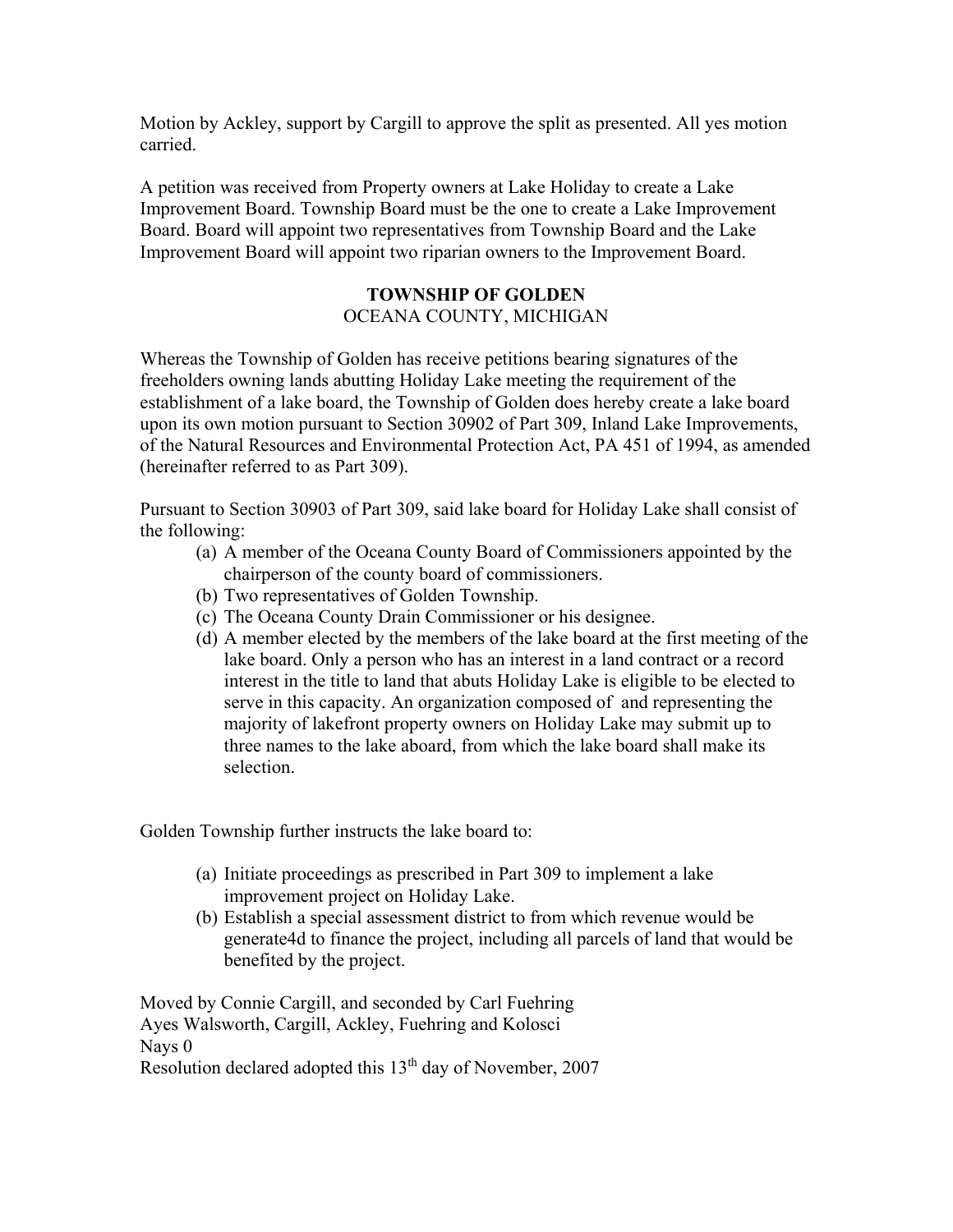Motion by Ackley, support by Cargill to approve the split as presented. All yes motion carried.

A petition was received from Property owners at Lake Holiday to create a Lake Improvement Board. Township Board must be the one to create a Lake Improvement Board. Board will appoint two representatives from Township Board and the Lake Improvement Board will appoint two riparian owners to the Improvement Board.

**TOWNSHIP OF GOLDEN**
OCEANA COUNTY, MICHIGAN

Whereas the Township of Golden has receive petitions bearing signatures of the freeholders owning lands abutting Holiday Lake meeting the requirement of the establishment of a lake board, the Township of Golden does hereby create a lake board upon its own motion pursuant to Section 30902 of Part 309, Inland Lake Improvements, of the Natural Resources and Environmental Protection Act, PA 451 of 1994, as amended (hereinafter referred to as Part 309).

Pursuant to Section 30903 of Part 309, said lake board for Holiday Lake shall consist of the following:

(a) A member of the Oceana County Board of Commissioners appointed by the chairperson of the county board of commissioners.
(b) Two representatives of Golden Township.
(c) The Oceana County Drain Commissioner or his designee.
(d) A member elected by the members of the lake board at the first meeting of the lake board. Only a person who has an interest in a land contract or a record interest in the title to land that abuts Holiday Lake is eligible to be elected to serve in this capacity. An organization composed of and representing the majority of lakefront property owners on Holiday Lake may submit up to three names to the lake aboard, from which the lake board shall make its selection.

Golden Township further instructs the lake board to:

(a) Initiate proceedings as prescribed in Part 309 to implement a lake improvement project on Holiday Lake.
(b) Establish a special assessment district to from which revenue would be generate4d to finance the project, including all parcels of land that would be benefited by the project.

Moved by Connie Cargill, and seconded by Carl Fuehring
Ayes Walsworth, Cargill, Ackley, Fuehring and Kolosci
Nays 0
Resolution declared adopted this 13th day of November, 2007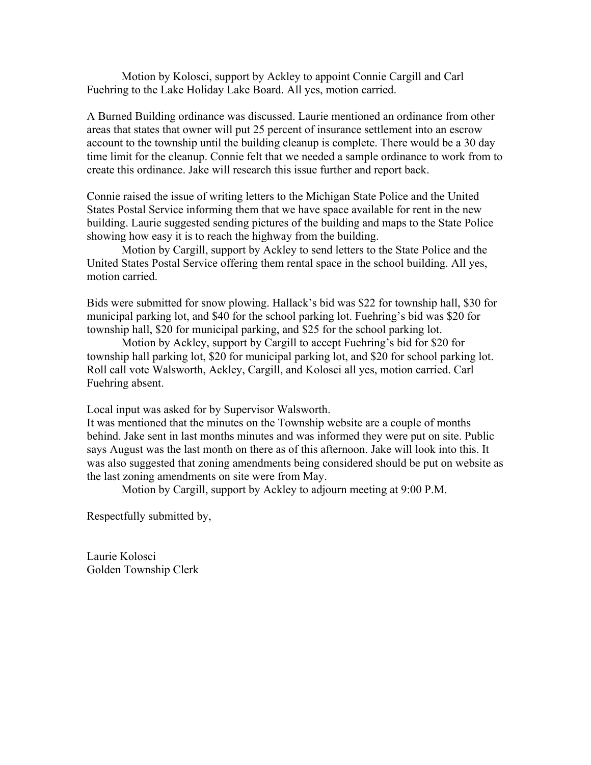Motion by Kolosci, support by Ackley to appoint Connie Cargill and Carl Fuehring to the Lake Holiday Lake Board. All yes, motion carried.

A Burned Building ordinance was discussed. Laurie mentioned an ordinance from other areas that states that owner will put 25 percent of insurance settlement into an escrow account to the township until the building cleanup is complete. There would be a 30 day time limit for the cleanup. Connie felt that we needed a sample ordinance to work from to create this ordinance. Jake will research this issue further and report back.

Connie raised the issue of writing letters to the Michigan State Police and the United States Postal Service informing them that we have space available for rent in the new building. Laurie suggested sending pictures of the building and maps to the State Police showing how easy it is to reach the highway from the building.

Motion by Cargill, support by Ackley to send letters to the State Police and the United States Postal Service offering them rental space in the school building. All yes, motion carried.

Bids were submitted for snow plowing. Hallack's bid was $22 for township hall, $30 for municipal parking lot, and $40 for the school parking lot. Fuehring's bid was $20 for township hall, $20 for municipal parking, and $25 for the school parking lot.

Motion by Ackley, support by Cargill to accept Fuehring's bid for $20 for township hall parking lot, $20 for municipal parking lot, and $20 for school parking lot. Roll call vote Walsworth, Ackley, Cargill, and Kolosci all yes, motion carried. Carl Fuehring absent.

Local input was asked for by Supervisor Walsworth.
It was mentioned that the minutes on the Township website are a couple of months behind. Jake sent in last months minutes and was informed they were put on site. Public says August was the last month on there as of this afternoon. Jake will look into this. It was also suggested that zoning amendments being considered should be put on website as the last zoning amendments on site were from May.

Motion by Cargill, support by Ackley to adjourn meeting at 9:00 P.M.

Respectfully submitted by,

Laurie Kolosci
Golden Township Clerk